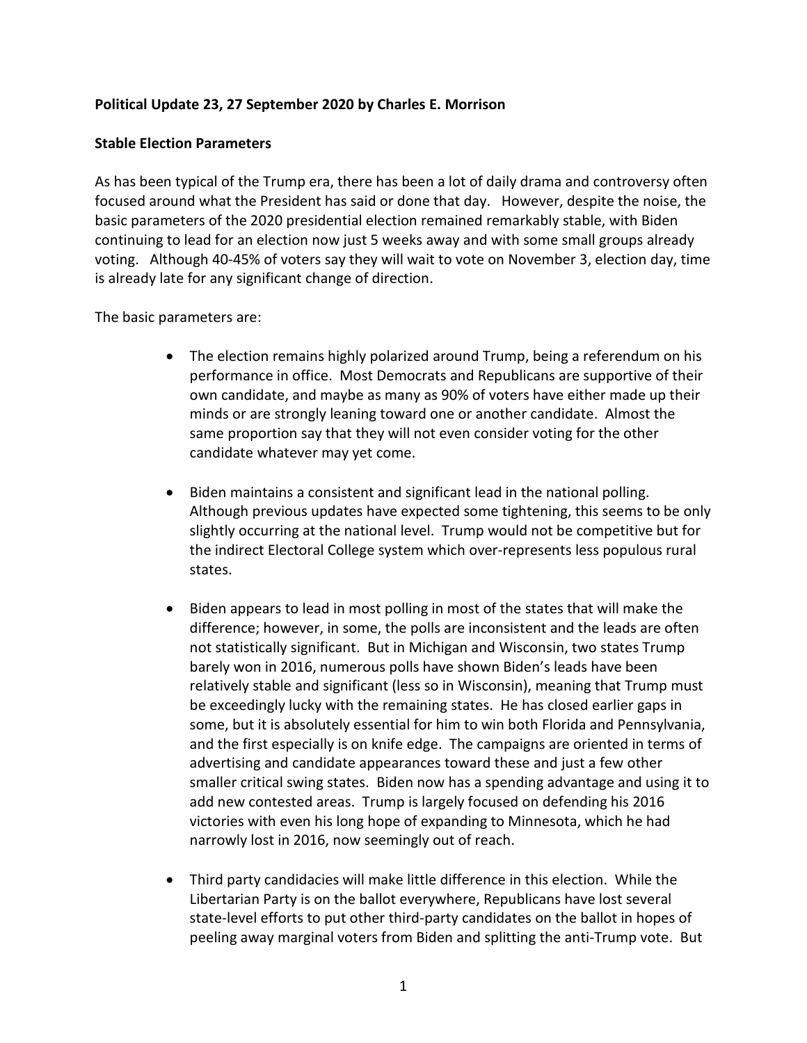**Political Update 23, 27 September 2020 by Charles E. Morrison**

**Stable Election Parameters**

As has been typical of the Trump era, there has been a lot of daily drama and controversy often focused around what the President has said or done that day. However, despite the noise, the basic parameters of the 2020 presidential election remained remarkably stable, with Biden continuing to lead for an election now just 5 weeks away and with some small groups already voting. Although 40-45% of voters say they will wait to vote on November 3, election day, time is already late for any significant change of direction.

The basic parameters are:

- The election remains highly polarized around Trump, being a referendum on his performance in office. Most Democrats and Republicans are supportive of their own candidate, and maybe as many as 90% of voters have either made up their minds or are strongly leaning toward one or another candidate. Almost the same proportion say that they will not even consider voting for the other candidate whatever may yet come.

- Biden maintains a consistent and significant lead in the national polling. Although previous updates have expected some tightening, this seems to be only slightly occurring at the national level. Trump would not be competitive but for the indirect Electoral College system which over-represents less populous rural states.

- Biden appears to lead in most polling in most of the states that will make the difference; however, in some, the polls are inconsistent and the leads are often not statistically significant. But in Michigan and Wisconsin, two states Trump barely won in 2016, numerous polls have shown Biden's leads have been relatively stable and significant (less so in Wisconsin), meaning that Trump must be exceedingly lucky with the remaining states. He has closed earlier gaps in some, but it is absolutely essential for him to win both Florida and Pennsylvania, and the first especially is on knife edge. The campaigns are oriented in terms of advertising and candidate appearances toward these and just a few other smaller critical swing states. Biden now has a spending advantage and using it to add new contested areas. Trump is largely focused on defending his 2016 victories with even his long hope of expanding to Minnesota, which he had narrowly lost in 2016, now seemingly out of reach.

- Third party candidacies will make little difference in this election. While the Libertarian Party is on the ballot everywhere, Republicans have lost several state-level efforts to put other third-party candidates on the ballot in hopes of peeling away marginal voters from Biden and splitting the anti-Trump vote. But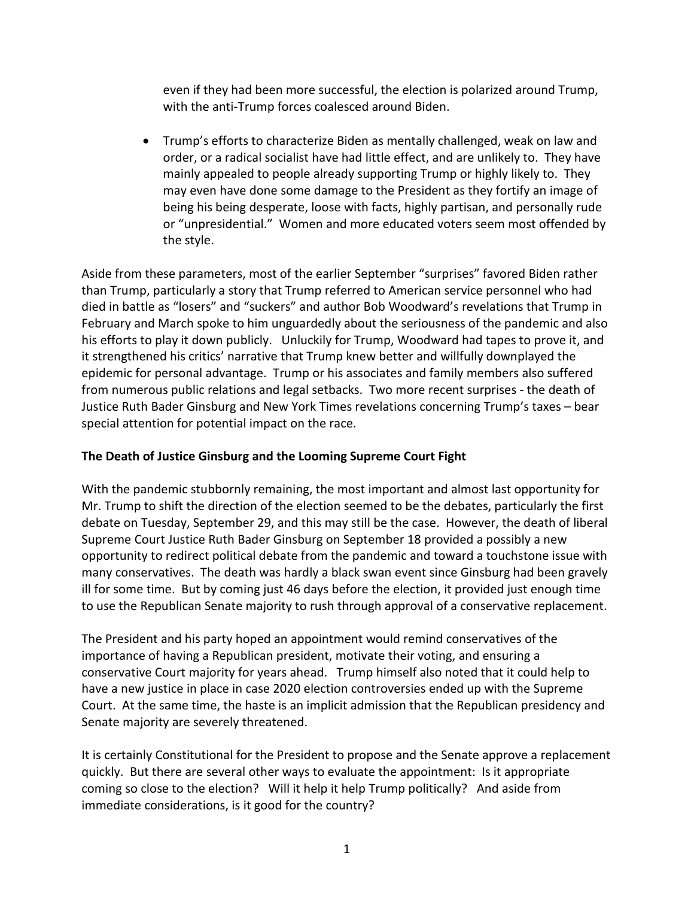even if they had been more successful, the election is polarized around Trump, with the anti-Trump forces coalesced around Biden.

- Trump's efforts to characterize Biden as mentally challenged, weak on law and order, or a radical socialist have had little effect, and are unlikely to. They have mainly appealed to people already supporting Trump or highly likely to. They may even have done some damage to the President as they fortify an image of being his being desperate, loose with facts, highly partisan, and personally rude or "unpresidential." Women and more educated voters seem most offended by the style.

Aside from these parameters, most of the earlier September "surprises" favored Biden rather than Trump, particularly a story that Trump referred to American service personnel who had died in battle as "losers" and "suckers" and author Bob Woodward's revelations that Trump in February and March spoke to him unguardedly about the seriousness of the pandemic and also his efforts to play it down publicly. Unluckily for Trump, Woodward had tapes to prove it, and it strengthened his critics' narrative that Trump knew better and willfully downplayed the epidemic for personal advantage. Trump or his associates and family members also suffered from numerous public relations and legal setbacks. Two more recent surprises - the death of Justice Ruth Bader Ginsburg and New York Times revelations concerning Trump's taxes – bear special attention for potential impact on the race.

**The Death of Justice Ginsburg and the Looming Supreme Court Fight**

With the pandemic stubbornly remaining, the most important and almost last opportunity for Mr. Trump to shift the direction of the election seemed to be the debates, particularly the first debate on Tuesday, September 29, and this may still be the case. However, the death of liberal Supreme Court Justice Ruth Bader Ginsburg on September 18 provided a possibly a new opportunity to redirect political debate from the pandemic and toward a touchstone issue with many conservatives. The death was hardly a black swan event since Ginsburg had been gravely ill for some time. But by coming just 46 days before the election, it provided just enough time to use the Republican Senate majority to rush through approval of a conservative replacement.

The President and his party hoped an appointment would remind conservatives of the importance of having a Republican president, motivate their voting, and ensuring a conservative Court majority for years ahead. Trump himself also noted that it could help to have a new justice in place in case 2020 election controversies ended up with the Supreme Court. At the same time, the haste is an implicit admission that the Republican presidency and Senate majority are severely threatened.

It is certainly Constitutional for the President to propose and the Senate approve a replacement quickly. But there are several other ways to evaluate the appointment: Is it appropriate coming so close to the election? Will it help it help Trump politically? And aside from immediate considerations, is it good for the country?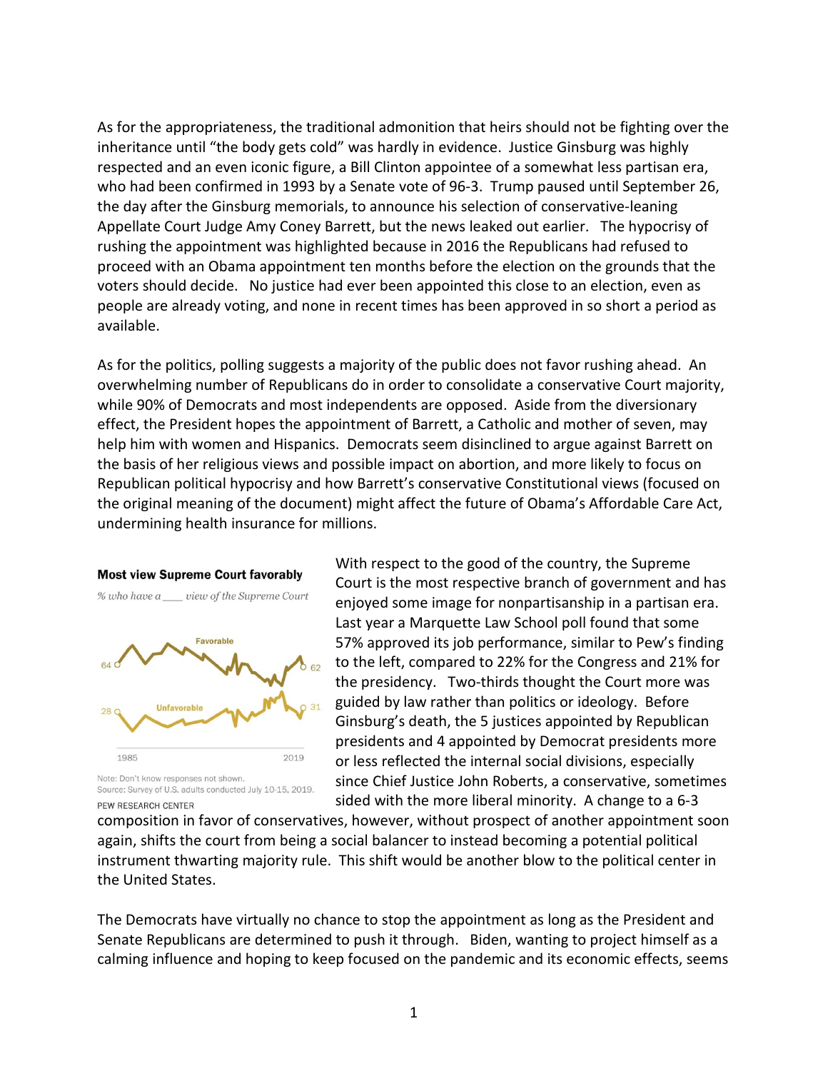As for the appropriateness, the traditional admonition that heirs should not be fighting over the inheritance until "the body gets cold" was hardly in evidence. Justice Ginsburg was highly respected and an even iconic figure, a Bill Clinton appointee of a somewhat less partisan era, who had been confirmed in 1993 by a Senate vote of 96-3. Trump paused until September 26, the day after the Ginsburg memorials, to announce his selection of conservative-leaning Appellate Court Judge Amy Coney Barrett, but the news leaked out earlier. The hypocrisy of rushing the appointment was highlighted because in 2016 the Republicans had refused to proceed with an Obama appointment ten months before the election on the grounds that the voters should decide. No justice had ever been appointed this close to an election, even as people are already voting, and none in recent times has been approved in so short a period as available.

As for the politics, polling suggests a majority of the public does not favor rushing ahead. An overwhelming number of Republicans do in order to consolidate a conservative Court majority, while 90% of Democrats and most independents are opposed. Aside from the diversionary effect, the President hopes the appointment of Barrett, a Catholic and mother of seven, may help him with women and Hispanics. Democrats seem disinclined to argue against Barrett on the basis of her religious views and possible impact on abortion, and more likely to focus on Republican political hypocrisy and how Barrett's conservative Constitutional views (focused on the original meaning of the document) might affect the future of Obama's Affordable Care Act, undermining health insurance for millions.

**Most view Supreme Court favorably**

*% who have a \_\_\_ view of the Supreme Court*

Favorable: 64 (1985) — 62 (2019)

Unfavorable: 28 (1985) — 31 (2019)

Note: Don't know responses not shown.
Source: Survey of U.S. adults conducted July 10-15, 2019.
PEW RESEARCH CENTER

With respect to the good of the country, the Supreme Court is the most respective branch of government and has enjoyed some image for nonpartisanship in a partisan era. Last year a Marquette Law School poll found that some 57% approved its job performance, similar to Pew's finding to the left, compared to 22% for the Congress and 21% for the presidency. Two-thirds thought the Court more was guided by law rather than politics or ideology. Before Ginsburg's death, the 5 justices appointed by Republican presidents and 4 appointed by Democrat presidents more or less reflected the internal social divisions, especially since Chief Justice John Roberts, a conservative, sometimes sided with the more liberal minority. A change to a 6-3 composition in favor of conservatives, however, without prospect of another appointment soon again, shifts the court from being a social balancer to instead becoming a potential political instrument thwarting majority rule. This shift would be another blow to the political center in the United States.

The Democrats have virtually no chance to stop the appointment as long as the President and Senate Republicans are determined to push it through. Biden, wanting to project himself as a calming influence and hoping to keep focused on the pandemic and its economic effects, seems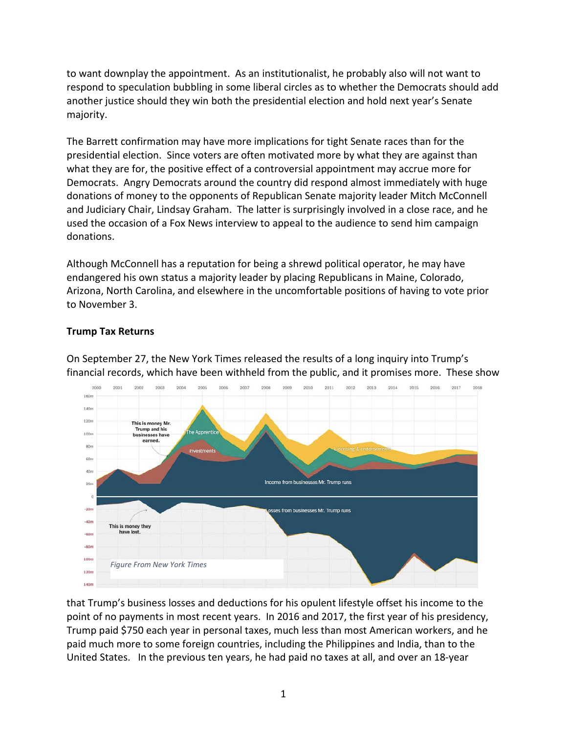to want downplay the appointment. As an institutionalist, he probably also will not want to respond to speculation bubbling in some liberal circles as to whether the Democrats should add another justice should they win both the presidential election and hold next year's Senate majority.

The Barrett confirmation may have more implications for tight Senate races than for the presidential election. Since voters are often motivated more by what they are against than what they are for, the positive effect of a controversial appointment may accrue more for Democrats. Angry Democrats around the country did respond almost immediately with huge donations of money to the opponents of Republican Senate majority leader Mitch McConnell and Judiciary Chair, Lindsay Graham. The latter is surprisingly involved in a close race, and he used the occasion of a Fox News interview to appeal to the audience to send him campaign donations.

Although McConnell has a reputation for being a shrewd political operator, he may have endangered his own status a majority leader by placing Republicans in Maine, Colorado, Arizona, North Carolina, and elsewhere in the uncomfortable positions of having to vote prior to November 3.

**Trump Tax Returns**

On September 27, the New York Times released the results of a long inquiry into Trump's financial records, which have been withheld from the public, and it promises more. These show

*Figure From New York Times*

that Trump's business losses and deductions for his opulent lifestyle offset his income to the point of no payments in most recent years. In 2016 and 2017, the first year of his presidency, Trump paid $750 each year in personal taxes, much less than most American workers, and he paid much more to some foreign countries, including the Philippines and India, than to the United States. In the previous ten years, he had paid no taxes at all, and over an 18-year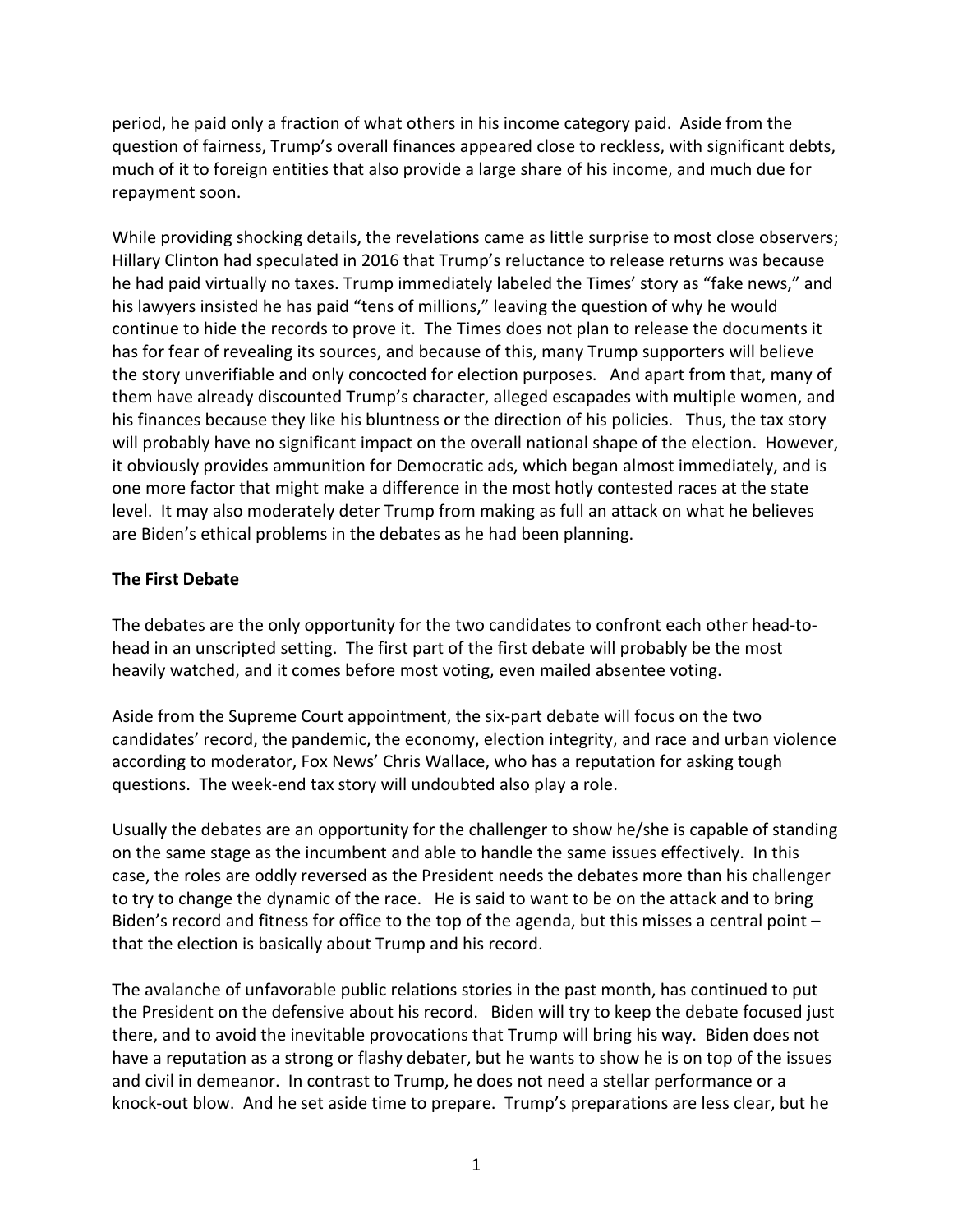period, he paid only a fraction of what others in his income category paid. Aside from the question of fairness, Trump's overall finances appeared close to reckless, with significant debts, much of it to foreign entities that also provide a large share of his income, and much due for repayment soon.

While providing shocking details, the revelations came as little surprise to most close observers; Hillary Clinton had speculated in 2016 that Trump's reluctance to release returns was because he had paid virtually no taxes. Trump immediately labeled the Times' story as "fake news," and his lawyers insisted he has paid "tens of millions," leaving the question of why he would continue to hide the records to prove it. The Times does not plan to release the documents it has for fear of revealing its sources, and because of this, many Trump supporters will believe the story unverifiable and only concocted for election purposes. And apart from that, many of them have already discounted Trump's character, alleged escapades with multiple women, and his finances because they like his bluntness or the direction of his policies. Thus, the tax story will probably have no significant impact on the overall national shape of the election. However, it obviously provides ammunition for Democratic ads, which began almost immediately, and is one more factor that might make a difference in the most hotly contested races at the state level. It may also moderately deter Trump from making as full an attack on what he believes are Biden's ethical problems in the debates as he had been planning.

**The First Debate**

The debates are the only opportunity for the two candidates to confront each other head-to-head in an unscripted setting. The first part of the first debate will probably be the most heavily watched, and it comes before most voting, even mailed absentee voting.

Aside from the Supreme Court appointment, the six-part debate will focus on the two candidates' record, the pandemic, the economy, election integrity, and race and urban violence according to moderator, Fox News' Chris Wallace, who has a reputation for asking tough questions. The week-end tax story will undoubted also play a role.

Usually the debates are an opportunity for the challenger to show he/she is capable of standing on the same stage as the incumbent and able to handle the same issues effectively. In this case, the roles are oddly reversed as the President needs the debates more than his challenger to try to change the dynamic of the race. He is said to want to be on the attack and to bring Biden's record and fitness for office to the top of the agenda, but this misses a central point – that the election is basically about Trump and his record.

The avalanche of unfavorable public relations stories in the past month, has continued to put the President on the defensive about his record. Biden will try to keep the debate focused just there, and to avoid the inevitable provocations that Trump will bring his way. Biden does not have a reputation as a strong or flashy debater, but he wants to show he is on top of the issues and civil in demeanor. In contrast to Trump, he does not need a stellar performance or a knock-out blow. And he set aside time to prepare. Trump's preparations are less clear, but he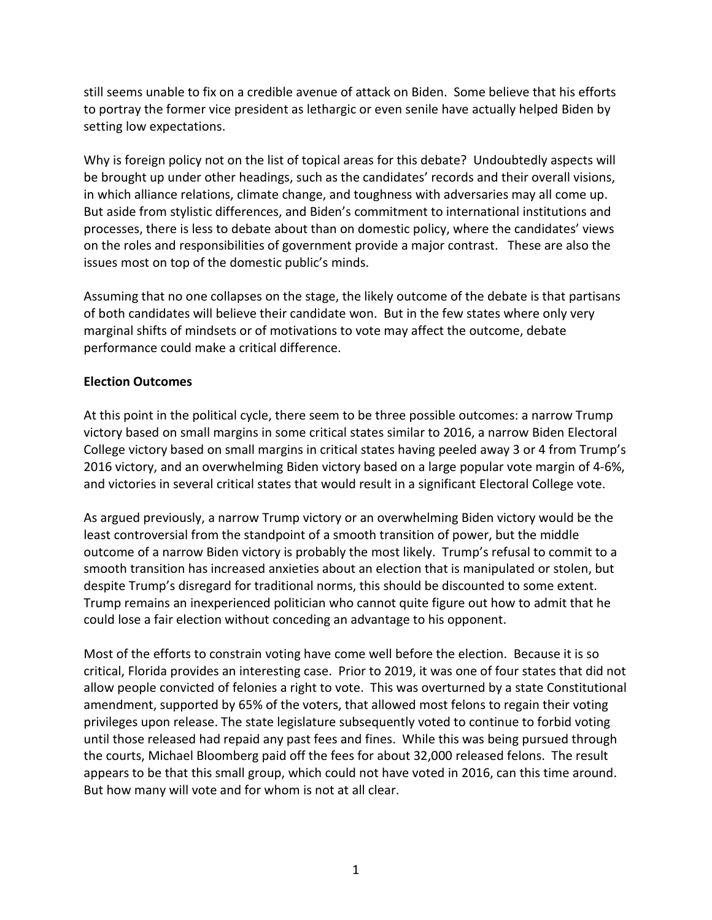still seems unable to fix on a credible avenue of attack on Biden. Some believe that his efforts to portray the former vice president as lethargic or even senile have actually helped Biden by setting low expectations.

Why is foreign policy not on the list of topical areas for this debate? Undoubtedly aspects will be brought up under other headings, such as the candidates' records and their overall visions, in which alliance relations, climate change, and toughness with adversaries may all come up. But aside from stylistic differences, and Biden's commitment to international institutions and processes, there is less to debate about than on domestic policy, where the candidates' views on the roles and responsibilities of government provide a major contrast. These are also the issues most on top of the domestic public's minds.

Assuming that no one collapses on the stage, the likely outcome of the debate is that partisans of both candidates will believe their candidate won. But in the few states where only very marginal shifts of mindsets or of motivations to vote may affect the outcome, debate performance could make a critical difference.

**Election Outcomes**

At this point in the political cycle, there seem to be three possible outcomes: a narrow Trump victory based on small margins in some critical states similar to 2016, a narrow Biden Electoral College victory based on small margins in critical states having peeled away 3 or 4 from Trump's 2016 victory, and an overwhelming Biden victory based on a large popular vote margin of 4-6%, and victories in several critical states that would result in a significant Electoral College vote.

As argued previously, a narrow Trump victory or an overwhelming Biden victory would be the least controversial from the standpoint of a smooth transition of power, but the middle outcome of a narrow Biden victory is probably the most likely. Trump's refusal to commit to a smooth transition has increased anxieties about an election that is manipulated or stolen, but despite Trump's disregard for traditional norms, this should be discounted to some extent. Trump remains an inexperienced politician who cannot quite figure out how to admit that he could lose a fair election without conceding an advantage to his opponent.

Most of the efforts to constrain voting have come well before the election. Because it is so critical, Florida provides an interesting case. Prior to 2019, it was one of four states that did not allow people convicted of felonies a right to vote. This was overturned by a state Constitutional amendment, supported by 65% of the voters, that allowed most felons to regain their voting privileges upon release. The state legislature subsequently voted to continue to forbid voting until those released had repaid any past fees and fines. While this was being pursued through the courts, Michael Bloomberg paid off the fees for about 32,000 released felons. The result appears to be that this small group, which could not have voted in 2016, can this time around. But how many will vote and for whom is not at all clear.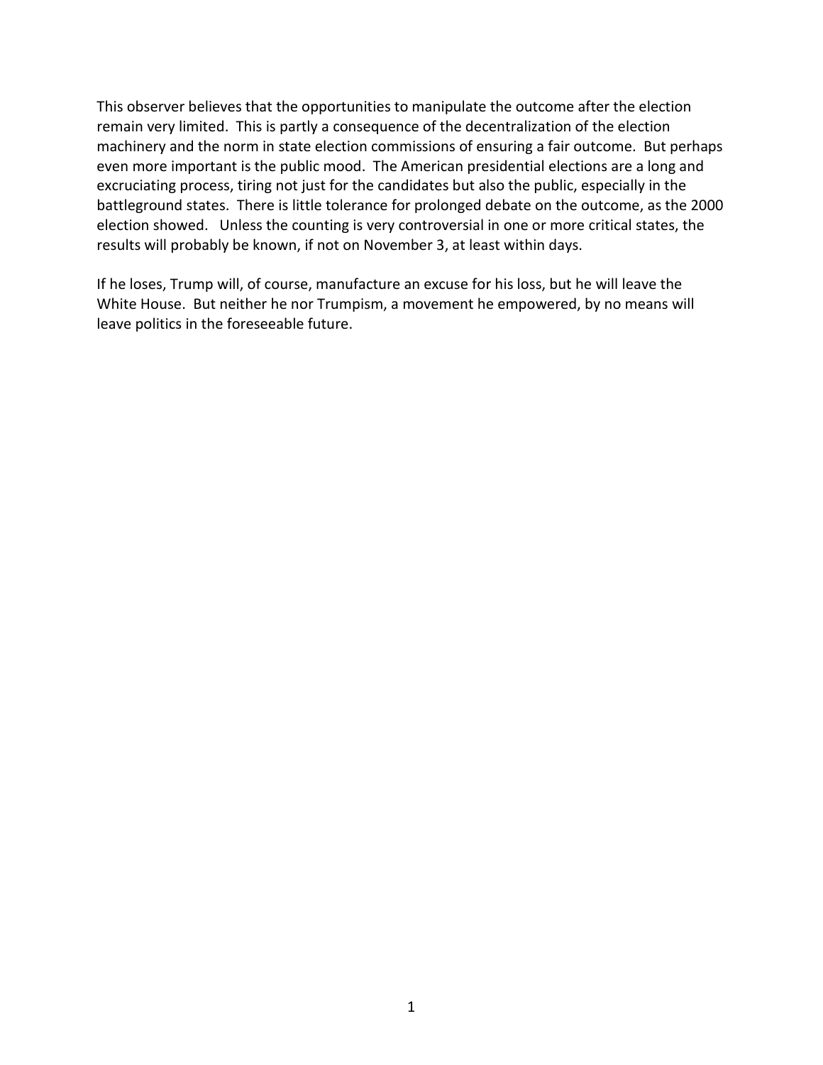This observer believes that the opportunities to manipulate the outcome after the election remain very limited. This is partly a consequence of the decentralization of the election machinery and the norm in state election commissions of ensuring a fair outcome. But perhaps even more important is the public mood. The American presidential elections are a long and excruciating process, tiring not just for the candidates but also the public, especially in the battleground states. There is little tolerance for prolonged debate on the outcome, as the 2000 election showed. Unless the counting is very controversial in one or more critical states, the results will probably be known, if not on November 3, at least within days.

If he loses, Trump will, of course, manufacture an excuse for his loss, but he will leave the White House. But neither he nor Trumpism, a movement he empowered, by no means will leave politics in the foreseeable future.